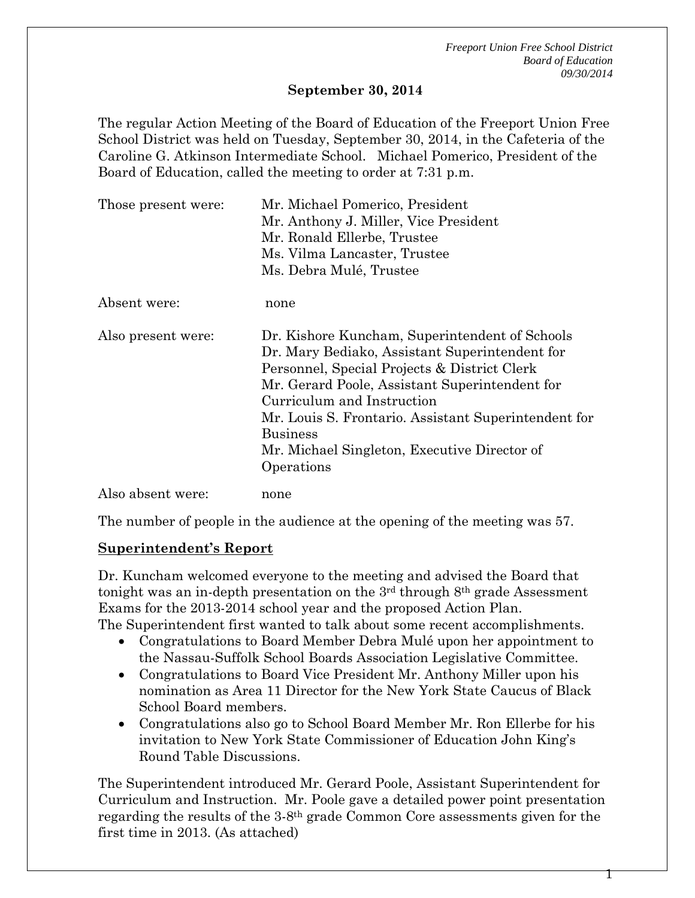**September 30, 2014**

The regular Action Meeting of the Board of Education of the Freeport Union Free School District was held on Tuesday, September 30, 2014, in the Cafeteria of the Caroline G. Atkinson Intermediate School. Michael Pomerico, President of the Board of Education, called the meeting to order at 7:31 p.m.

| | |
|---|---|
| Those present were: | Mr. Michael Pomerico, President<br>Mr. Anthony J. Miller, Vice President<br>Mr. Ronald Ellerbe, Trustee<br>Ms. Vilma Lancaster, Trustee<br>Ms. Debra Mulé, Trustee |
| Absent were: | none |
| Also present were: | Dr. Kishore Kuncham, Superintendent of Schools<br>Dr. Mary Bediako, Assistant Superintendent for Personnel, Special Projects & District Clerk<br>Mr. Gerard Poole, Assistant Superintendent for Curriculum and Instruction<br>Mr. Louis S. Frontario. Assistant Superintendent for Business<br>Mr. Michael Singleton, Executive Director of Operations |
| Also absent were: | none |

The number of people in the audience at the opening of the meeting was 57.

**Superintendent's Report**

Dr. Kuncham welcomed everyone to the meeting and advised the Board that tonight was an in-depth presentation on the 3rd through 8th grade Assessment Exams for the 2013-2014 school year and the proposed Action Plan.
The Superintendent first wanted to talk about some recent accomplishments.

- Congratulations to Board Member Debra Mulé upon her appointment to the Nassau-Suffolk School Boards Association Legislative Committee.
- Congratulations to Board Vice President Mr. Anthony Miller upon his nomination as Area 11 Director for the New York State Caucus of Black School Board members.
- Congratulations also go to School Board Member Mr. Ron Ellerbe for his invitation to New York State Commissioner of Education John King's Round Table Discussions.

The Superintendent introduced Mr. Gerard Poole, Assistant Superintendent for Curriculum and Instruction. Mr. Poole gave a detailed power point presentation regarding the results of the 3-8th grade Common Core assessments given for the first time in 2013. (As attached)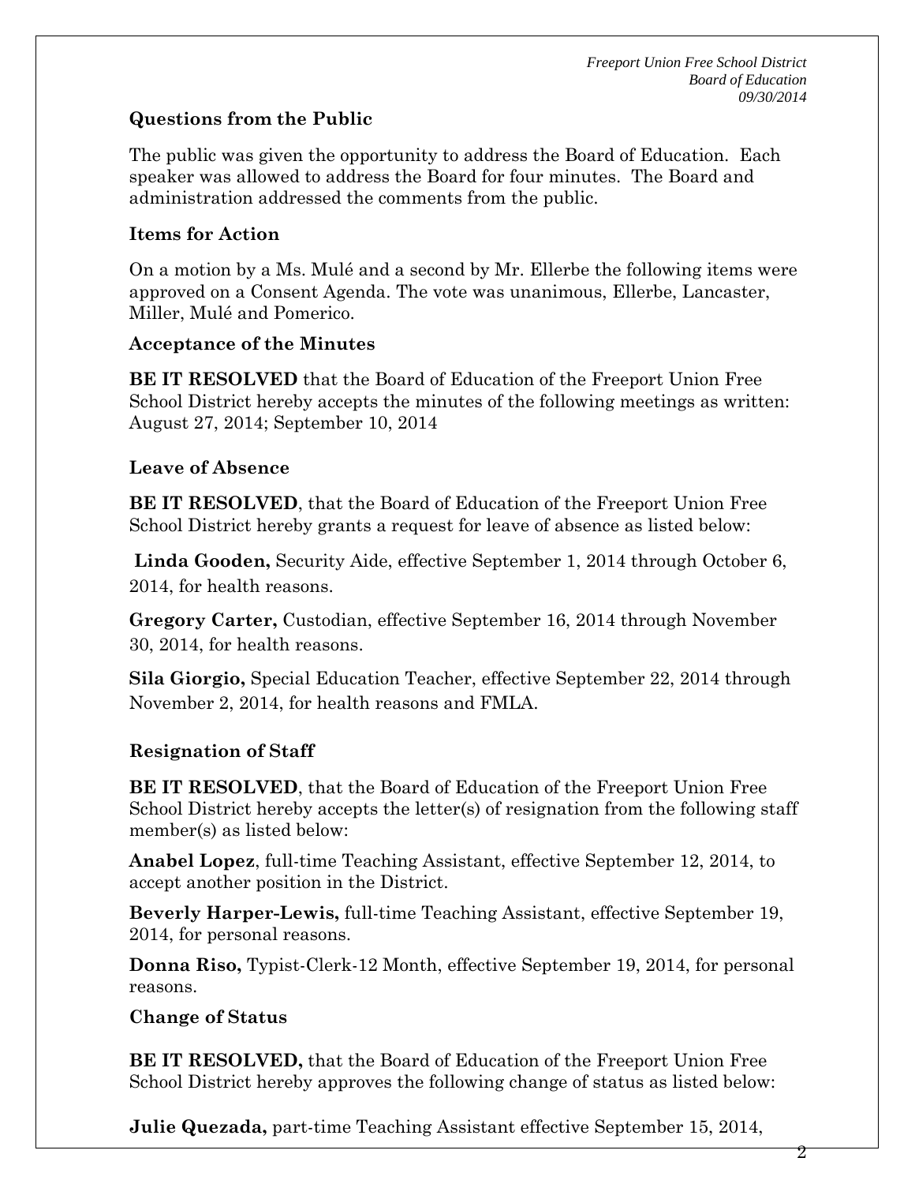**Questions from the Public**

The public was given the opportunity to address the Board of Education. Each speaker was allowed to address the Board for four minutes. The Board and administration addressed the comments from the public.

**Items for Action**

On a motion by a Ms. Mulé and a second by Mr. Ellerbe the following items were approved on a Consent Agenda. The vote was unanimous, Ellerbe, Lancaster, Miller, Mulé and Pomerico.

**Acceptance of the Minutes**

**BE IT RESOLVED** that the Board of Education of the Freeport Union Free School District hereby accepts the minutes of the following meetings as written: August 27, 2014; September 10, 2014

**Leave of Absence**

**BE IT RESOLVED**, that the Board of Education of the Freeport Union Free School District hereby grants a request for leave of absence as listed below:

**Linda Gooden,** Security Aide, effective September 1, 2014 through October 6, 2014, for health reasons.

**Gregory Carter,** Custodian, effective September 16, 2014 through November 30, 2014, for health reasons.

**Sila Giorgio,** Special Education Teacher, effective September 22, 2014 through November 2, 2014, for health reasons and FMLA.

**Resignation of Staff**

**BE IT RESOLVED**, that the Board of Education of the Freeport Union Free School District hereby accepts the letter(s) of resignation from the following staff member(s) as listed below:

**Anabel Lopez**, full-time Teaching Assistant, effective September 12, 2014, to accept another position in the District.

**Beverly Harper-Lewis,** full-time Teaching Assistant, effective September 19, 2014, for personal reasons.

**Donna Riso,** Typist-Clerk-12 Month, effective September 19, 2014, for personal reasons.

**Change of Status**

**BE IT RESOLVED,** that the Board of Education of the Freeport Union Free School District hereby approves the following change of status as listed below:

**Julie Quezada,** part-time Teaching Assistant effective September 15, 2014,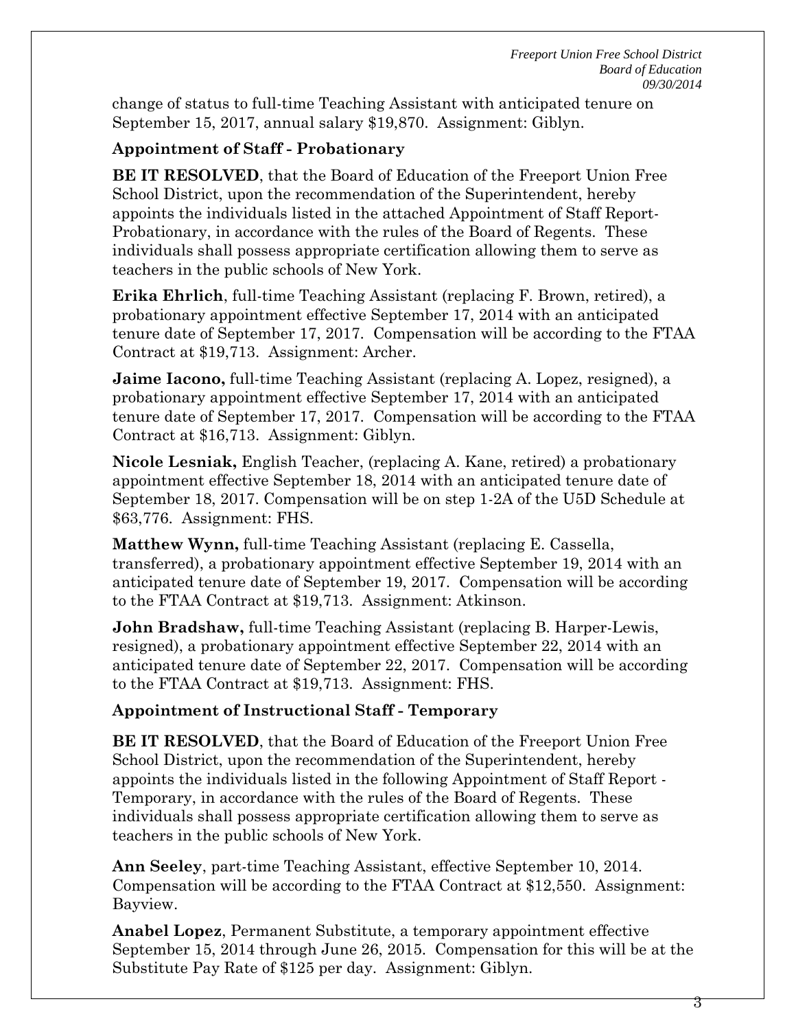change of status to full-time Teaching Assistant with anticipated tenure on September 15, 2017, annual salary $19,870. Assignment: Giblyn.

**Appointment of Staff - Probationary**

**BE IT RESOLVED**, that the Board of Education of the Freeport Union Free School District, upon the recommendation of the Superintendent, hereby appoints the individuals listed in the attached Appointment of Staff Report-Probationary, in accordance with the rules of the Board of Regents. These individuals shall possess appropriate certification allowing them to serve as teachers in the public schools of New York.

**Erika Ehrlich**, full-time Teaching Assistant (replacing F. Brown, retired), a probationary appointment effective September 17, 2014 with an anticipated tenure date of September 17, 2017. Compensation will be according to the FTAA Contract at $19,713. Assignment: Archer.

**Jaime Iacono,** full-time Teaching Assistant (replacing A. Lopez, resigned), a probationary appointment effective September 17, 2014 with an anticipated tenure date of September 17, 2017. Compensation will be according to the FTAA Contract at $16,713. Assignment: Giblyn.

**Nicole Lesniak,** English Teacher, (replacing A. Kane, retired) a probationary appointment effective September 18, 2014 with an anticipated tenure date of September 18, 2017. Compensation will be on step 1-2A of the U5D Schedule at $63,776. Assignment: FHS.

**Matthew Wynn,** full-time Teaching Assistant (replacing E. Cassella, transferred), a probationary appointment effective September 19, 2014 with an anticipated tenure date of September 19, 2017. Compensation will be according to the FTAA Contract at $19,713. Assignment: Atkinson.

**John Bradshaw,** full-time Teaching Assistant (replacing B. Harper-Lewis, resigned), a probationary appointment effective September 22, 2014 with an anticipated tenure date of September 22, 2017. Compensation will be according to the FTAA Contract at $19,713. Assignment: FHS.

**Appointment of Instructional Staff - Temporary**

**BE IT RESOLVED**, that the Board of Education of the Freeport Union Free School District, upon the recommendation of the Superintendent, hereby appoints the individuals listed in the following Appointment of Staff Report - Temporary, in accordance with the rules of the Board of Regents. These individuals shall possess appropriate certification allowing them to serve as teachers in the public schools of New York.

**Ann Seeley**, part-time Teaching Assistant, effective September 10, 2014. Compensation will be according to the FTAA Contract at $12,550. Assignment: Bayview.

**Anabel Lopez**, Permanent Substitute, a temporary appointment effective September 15, 2014 through June 26, 2015. Compensation for this will be at the Substitute Pay Rate of $125 per day. Assignment: Giblyn.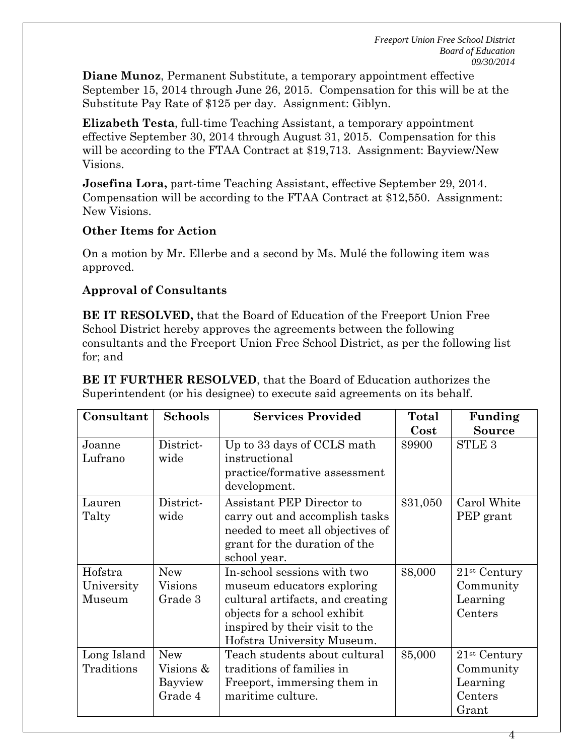**Diane Munoz**, Permanent Substitute, a temporary appointment effective September 15, 2014 through June 26, 2015. Compensation for this will be at the Substitute Pay Rate of $125 per day. Assignment: Giblyn.

**Elizabeth Testa**, full-time Teaching Assistant, a temporary appointment effective September 30, 2014 through August 31, 2015. Compensation for this will be according to the FTAA Contract at $19,713. Assignment: Bayview/New Visions.

**Josefina Lora,** part-time Teaching Assistant, effective September 29, 2014. Compensation will be according to the FTAA Contract at $12,550. Assignment: New Visions.

**Other Items for Action**

On a motion by Mr. Ellerbe and a second by Ms. Mulé the following item was approved.

**Approval of Consultants**

**BE IT RESOLVED,** that the Board of Education of the Freeport Union Free School District hereby approves the agreements between the following consultants and the Freeport Union Free School District, as per the following list for; and

**BE IT FURTHER RESOLVED**, that the Board of Education authorizes the Superintendent (or his designee) to execute said agreements on its behalf.

| Consultant | Schools | Services Provided | Total Cost | Funding Source |
|---|---|---|---|---|
| Joanne Lufrano | District-wide | Up to 33 days of CCLS math instructional practice/formative assessment development. | $9900 | STLE 3 |
| Lauren Talty | District-wide | Assistant PEP Director to carry out and accomplish tasks needed to meet all objectives of grant for the duration of the school year. | $31,050 | Carol White PEP grant |
| Hofstra University Museum | New Visions Grade 3 | In-school sessions with two museum educators exploring cultural artifacts, and creating objects for a school exhibit inspired by their visit to the Hofstra University Museum. | $8,000 | 21st Century Community Learning Centers |
| Long Island Traditions | New Visions & Bayview Grade 4 | Teach students about cultural traditions of families in Freeport, immersing them in maritime culture. | $5,000 | 21st Century Community Learning Centers Grant |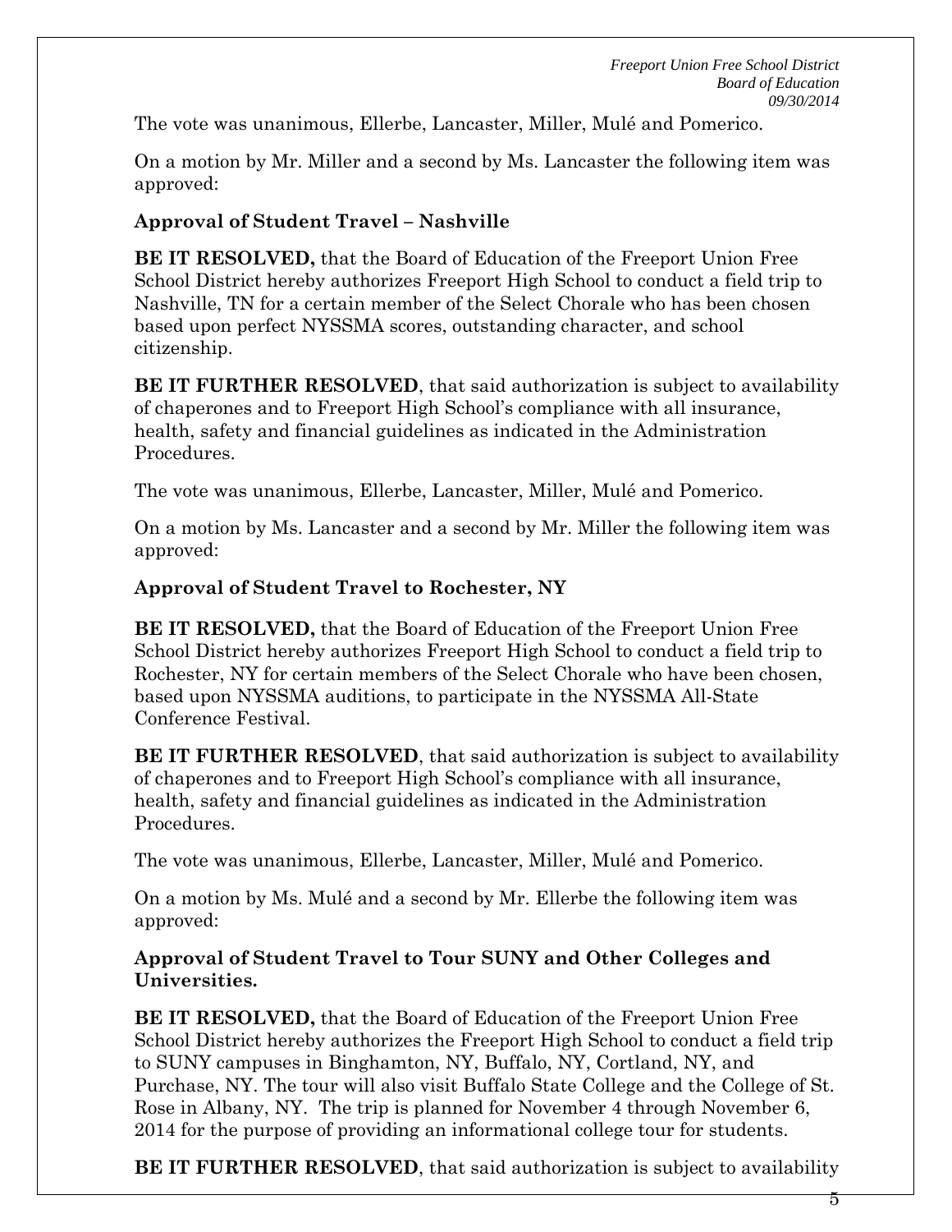The vote was unanimous, Ellerbe, Lancaster, Miller, Mulé and Pomerico.

On a motion by Mr. Miller and a second by Ms. Lancaster the following item was approved:

### Approval of Student Travel – Nashville

**BE IT RESOLVED,** that the Board of Education of the Freeport Union Free School District hereby authorizes Freeport High School to conduct a field trip to Nashville, TN for a certain member of the Select Chorale who has been chosen based upon perfect NYSSMA scores, outstanding character, and school citizenship.

**BE IT FURTHER RESOLVED**, that said authorization is subject to availability of chaperones and to Freeport High School's compliance with all insurance, health, safety and financial guidelines as indicated in the Administration Procedures.

The vote was unanimous, Ellerbe, Lancaster, Miller, Mulé and Pomerico.

On a motion by Ms. Lancaster and a second by Mr. Miller the following item was approved:

### Approval of Student Travel to Rochester, NY

**BE IT RESOLVED,** that the Board of Education of the Freeport Union Free School District hereby authorizes Freeport High School to conduct a field trip to Rochester, NY for certain members of the Select Chorale who have been chosen, based upon NYSSMA auditions, to participate in the NYSSMA All-State Conference Festival.

**BE IT FURTHER RESOLVED**, that said authorization is subject to availability of chaperones and to Freeport High School's compliance with all insurance, health, safety and financial guidelines as indicated in the Administration Procedures.

The vote was unanimous, Ellerbe, Lancaster, Miller, Mulé and Pomerico.

On a motion by Ms. Mulé and a second by Mr. Ellerbe the following item was approved:

### Approval of Student Travel to Tour SUNY and Other Colleges and Universities.

**BE IT RESOLVED,** that the Board of Education of the Freeport Union Free School District hereby authorizes the Freeport High School to conduct a field trip to SUNY campuses in Binghamton, NY, Buffalo, NY, Cortland, NY, and Purchase, NY. The tour will also visit Buffalo State College and the College of St. Rose in Albany, NY. The trip is planned for November 4 through November 6, 2014 for the purpose of providing an informational college tour for students.

**BE IT FURTHER RESOLVED**, that said authorization is subject to availability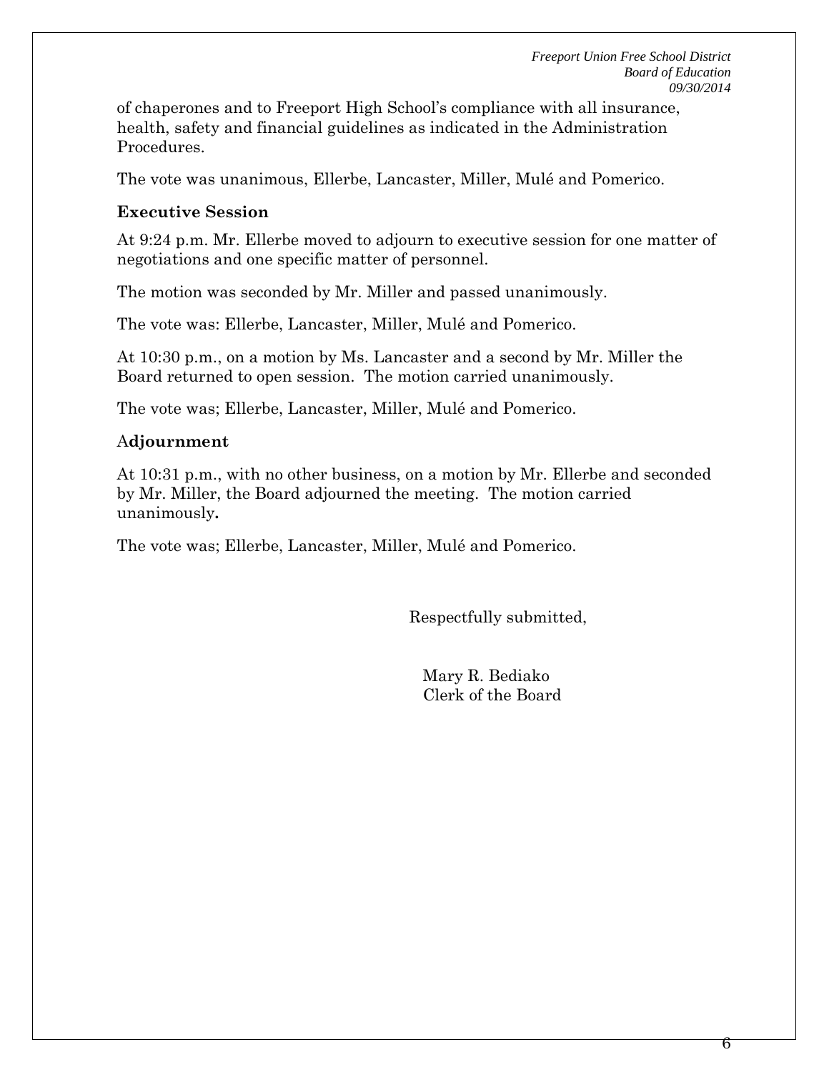of chaperones and to Freeport High School's compliance with all insurance, health, safety and financial guidelines as indicated in the Administration Procedures.

The vote was unanimous, Ellerbe, Lancaster, Miller, Mulé and Pomerico.

**Executive Session**

At 9:24 p.m. Mr. Ellerbe moved to adjourn to executive session for one matter of negotiations and one specific matter of personnel.

The motion was seconded by Mr. Miller and passed unanimously.

The vote was: Ellerbe, Lancaster, Miller, Mulé and Pomerico.

At 10:30 p.m., on a motion by Ms. Lancaster and a second by Mr. Miller the Board returned to open session. The motion carried unanimously.

The vote was; Ellerbe, Lancaster, Miller, Mulé and Pomerico.

**Adjournment**

At 10:31 p.m., with no other business, on a motion by Mr. Ellerbe and seconded by Mr. Miller, the Board adjourned the meeting. The motion carried unanimously**.**

The vote was; Ellerbe, Lancaster, Miller, Mulé and Pomerico.

Respectfully submitted,

Mary R. Bediako
Clerk of the Board